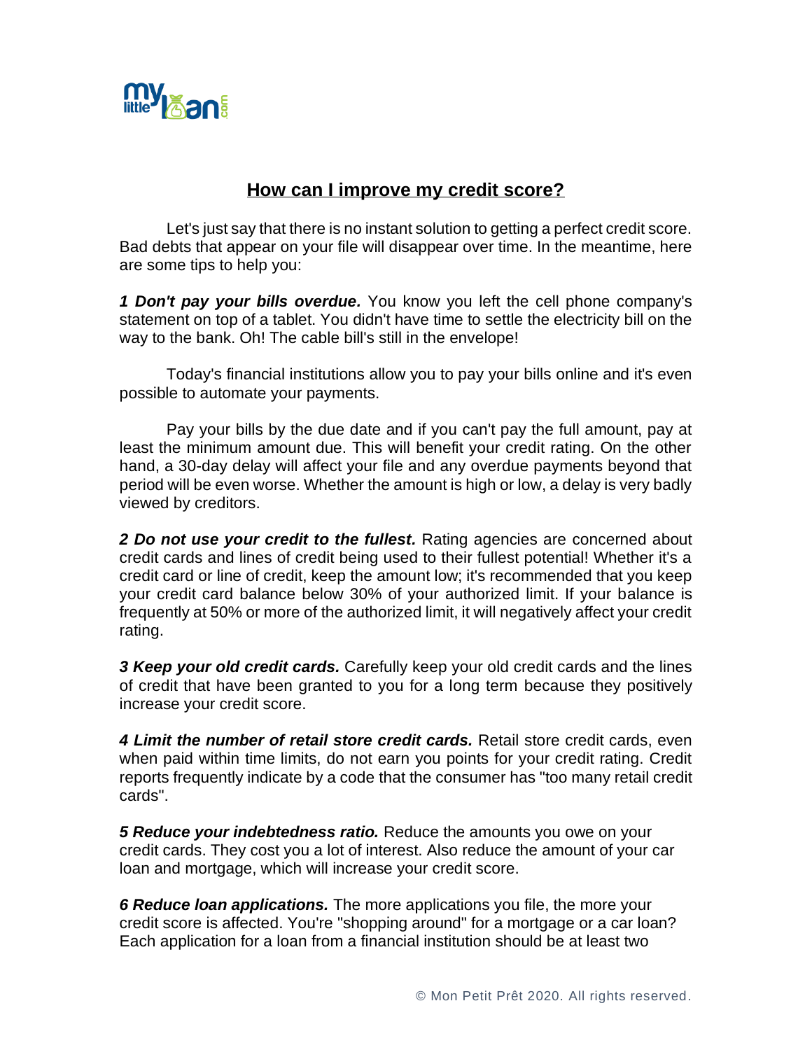# How can I improve my credit score?

Let's just say that there is no instant solution to getting a perfect credit score. Bad debts that appear on your file will disappear over time. In the meantime, here are some tips to help you:

***1 Don't pay your bills overdue.*** You know you left the cell phone company's statement on top of a tablet. You didn't have time to settle the electricity bill on the way to the bank. Oh! The cable bill's still in the envelope!

Today's financial institutions allow you to pay your bills online and it's even possible to automate your payments.

Pay your bills by the due date and if you can't pay the full amount, pay at least the minimum amount due. This will benefit your credit rating. On the other hand, a 30-day delay will affect your file and any overdue payments beyond that period will be even worse. Whether the amount is high or low, a delay is very badly viewed by creditors.

***2 Do not use your credit to the fullest.*** Rating agencies are concerned about credit cards and lines of credit being used to their fullest potential! Whether it's a credit card or line of credit, keep the amount low; it's recommended that you keep your credit card balance below 30% of your authorized limit. If your balance is frequently at 50% or more of the authorized limit, it will negatively affect your credit rating.

***3 Keep your old credit cards.*** Carefully keep your old credit cards and the lines of credit that have been granted to you for a long term because they positively increase your credit score.

***4 Limit the number of retail store credit cards.*** Retail store credit cards, even when paid within time limits, do not earn you points for your credit rating. Credit reports frequently indicate by a code that the consumer has "too many retail credit cards".

***5 Reduce your indebtedness ratio.*** Reduce the amounts you owe on your credit cards. They cost you a lot of interest. Also reduce the amount of your car loan and mortgage, which will increase your credit score.

***6 Reduce loan applications.*** The more applications you file, the more your credit score is affected. You're "shopping around" for a mortgage or a car loan? Each application for a loan from a financial institution should be at least two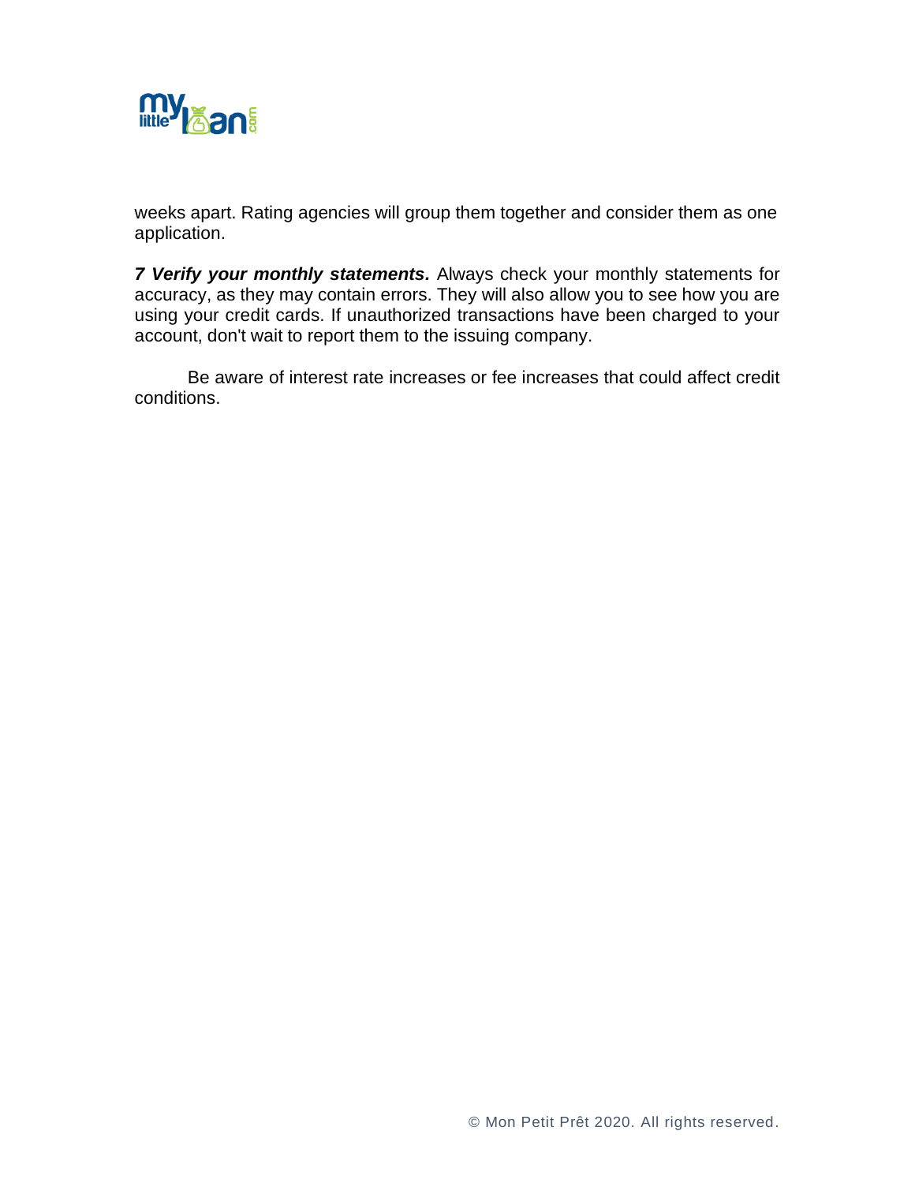weeks apart. Rating agencies will group them together and consider them as one application.

***7 Verify your monthly statements.*** Always check your monthly statements for accuracy, as they may contain errors. They will also allow you to see how you are using your credit cards. If unauthorized transactions have been charged to your account, don't wait to report them to the issuing company.

Be aware of interest rate increases or fee increases that could affect credit conditions.